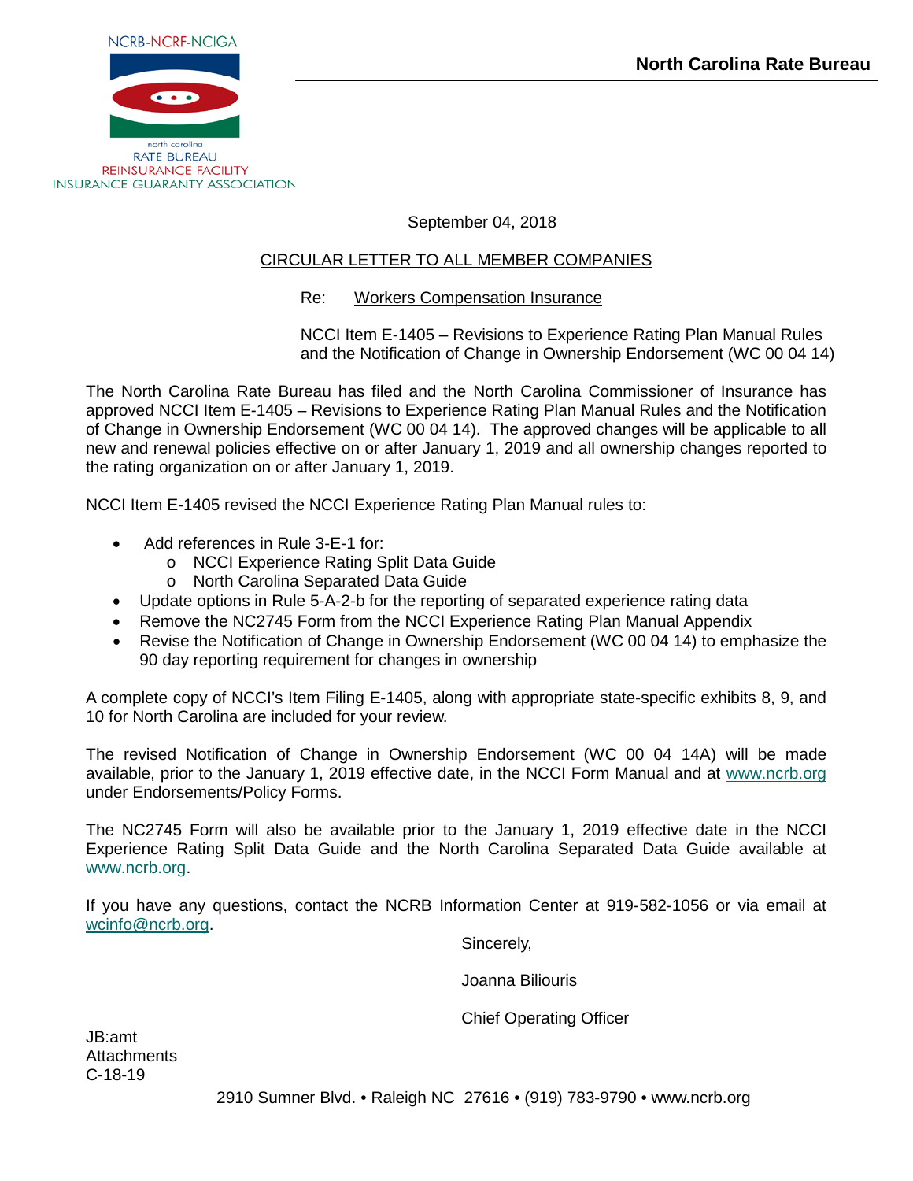NCRB-NCRF-NCIGA

north carolina
RATE BUREAU
REINSURANCE FACILITY
INSURANCE GUARANTY ASSOCIATION

**North Carolina Rate Bureau**

September 04, 2018

CIRCULAR LETTER TO ALL MEMBER COMPANIES

Re: Workers Compensation Insurance

NCCI Item E-1405 – Revisions to Experience Rating Plan Manual Rules and the Notification of Change in Ownership Endorsement (WC 00 04 14)

The North Carolina Rate Bureau has filed and the North Carolina Commissioner of Insurance has approved NCCI Item E-1405 – Revisions to Experience Rating Plan Manual Rules and the Notification of Change in Ownership Endorsement (WC 00 04 14). The approved changes will be applicable to all new and renewal policies effective on or after January 1, 2019 and all ownership changes reported to the rating organization on or after January 1, 2019.

NCCI Item E-1405 revised the NCCI Experience Rating Plan Manual rules to:

- Add references in Rule 3-E-1 for:
  - NCCI Experience Rating Split Data Guide
  - North Carolina Separated Data Guide
- Update options in Rule 5-A-2-b for the reporting of separated experience rating data
- Remove the NC2745 Form from the NCCI Experience Rating Plan Manual Appendix
- Revise the Notification of Change in Ownership Endorsement (WC 00 04 14) to emphasize the 90 day reporting requirement for changes in ownership

A complete copy of NCCI's Item Filing E-1405, along with appropriate state-specific exhibits 8, 9, and 10 for North Carolina are included for your review.

The revised Notification of Change in Ownership Endorsement (WC 00 04 14A) will be made available, prior to the January 1, 2019 effective date, in the NCCI Form Manual and at www.ncrb.org under Endorsements/Policy Forms.

The NC2745 Form will also be available prior to the January 1, 2019 effective date in the NCCI Experience Rating Split Data Guide and the North Carolina Separated Data Guide available at www.ncrb.org.

If you have any questions, contact the NCRB Information Center at 919-582-1056 or via email at wcinfo@ncrb.org.

Sincerely,

Joanna Biliouris

Chief Operating Officer

JB:amt
Attachments
C-18-19

2910 Sumner Blvd. • Raleigh NC 27616 • (919) 783-9790 • www.ncrb.org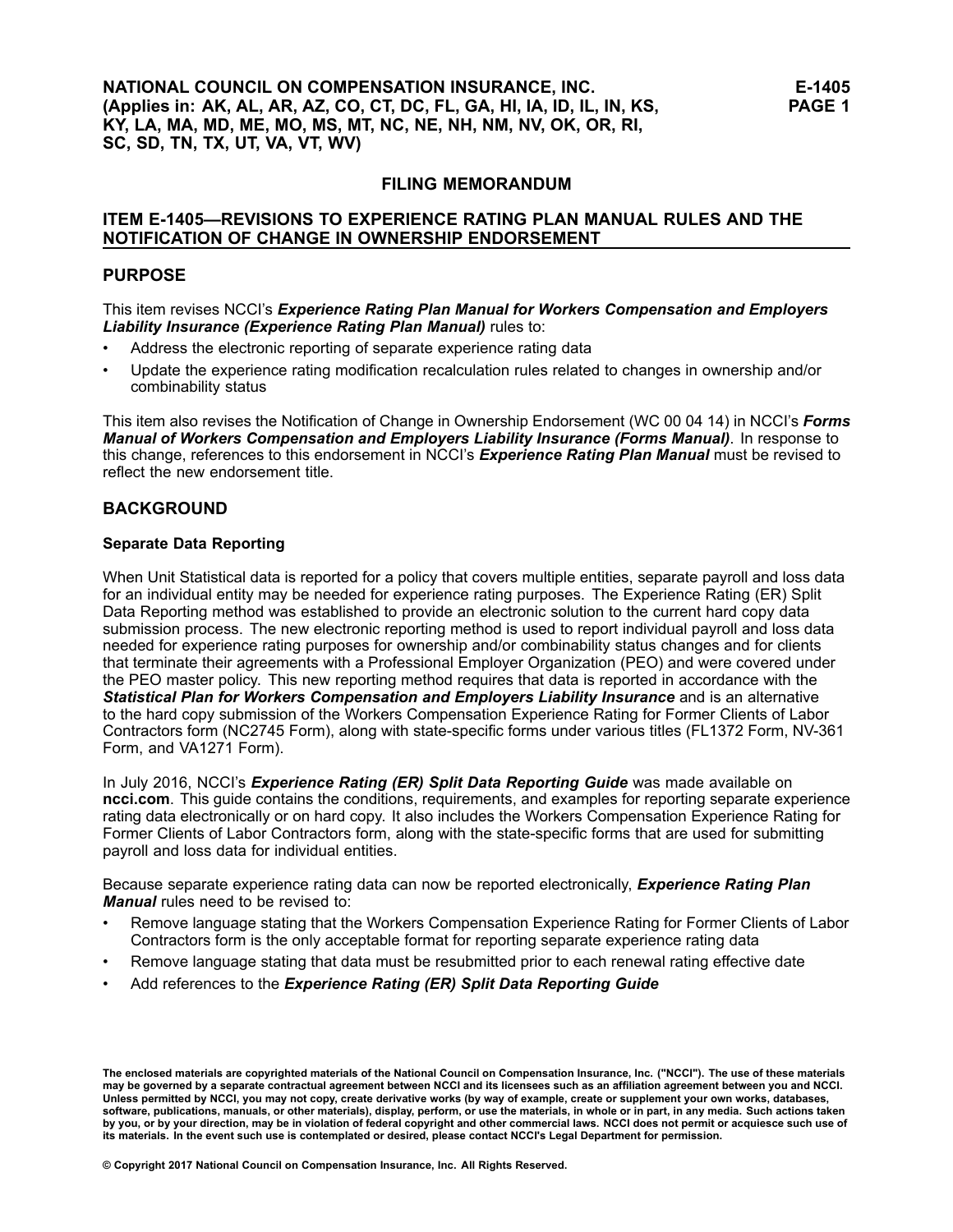NATIONAL COUNCIL ON COMPENSATION INSURANCE, INC.
(Applies in: AK, AL, AR, AZ, CO, CT, DC, FL, GA, HI, IA, ID, IL, IN, KS, KY, LA, MA, MD, ME, MO, MS, MT, NC, NE, NH, NM, NV, OK, OR, RI, SC, SD, TN, TX, UT, VA, VT, WV)

## FILING MEMORANDUM

## ITEM E-1405—REVISIONS TO EXPERIENCE RATING PLAN MANUAL RULES AND THE NOTIFICATION OF CHANGE IN OWNERSHIP ENDORSEMENT

### PURPOSE

This item revises NCCI's ***Experience Rating Plan Manual for Workers Compensation and Employers Liability Insurance (Experience Rating Plan Manual)*** rules to:

- Address the electronic reporting of separate experience rating data
- Update the experience rating modification recalculation rules related to changes in ownership and/or combinability status

This item also revises the Notification of Change in Ownership Endorsement (WC 00 04 14) in NCCI's ***Forms Manual of Workers Compensation and Employers Liability Insurance (Forms Manual)***. In response to this change, references to this endorsement in NCCI's ***Experience Rating Plan Manual*** must be revised to reflect the new endorsement title.

### BACKGROUND

#### Separate Data Reporting

When Unit Statistical data is reported for a policy that covers multiple entities, separate payroll and loss data for an individual entity may be needed for experience rating purposes. The Experience Rating (ER) Split Data Reporting method was established to provide an electronic solution to the current hard copy data submission process. The new electronic reporting method is used to report individual payroll and loss data needed for experience rating purposes for ownership and/or combinability status changes and for clients that terminate their agreements with a Professional Employer Organization (PEO) and were covered under the PEO master policy. This new reporting method requires that data is reported in accordance with the ***Statistical Plan for Workers Compensation and Employers Liability Insurance*** and is an alternative to the hard copy submission of the Workers Compensation Experience Rating for Former Clients of Labor Contractors form (NC2745 Form), along with state-specific forms under various titles (FL1372 Form, NV-361 Form, and VA1271 Form).

In July 2016, NCCI's ***Experience Rating (ER) Split Data Reporting Guide*** was made available on **ncci.com**. This guide contains the conditions, requirements, and examples for reporting separate experience rating data electronically or on hard copy. It also includes the Workers Compensation Experience Rating for Former Clients of Labor Contractors form, along with the state-specific forms that are used for submitting payroll and loss data for individual entities.

Because separate experience rating data can now be reported electronically, ***Experience Rating Plan Manual*** rules need to be revised to:

- Remove language stating that the Workers Compensation Experience Rating for Former Clients of Labor Contractors form is the only acceptable format for reporting separate experience rating data
- Remove language stating that data must be resubmitted prior to each renewal rating effective date
- Add references to the ***Experience Rating (ER) Split Data Reporting Guide***

**The enclosed materials are copyrighted materials of the National Council on Compensation Insurance, Inc. ("NCCI"). The use of these materials may be governed by a separate contractual agreement between NCCI and its licensees such as an affiliation agreement between you and NCCI. Unless permitted by NCCI, you may not copy, create derivative works (by way of example, create or supplement your own works, databases, software, publications, manuals, or other materials), display, perform, or use the materials, in whole or in part, in any media. Such actions taken by you, or by your direction, may be in violation of federal copyright and other commercial laws. NCCI does not permit or acquiesce such use of its materials. In the event such use is contemplated or desired, please contact NCCI's Legal Department for permission.**

**© Copyright 2017 National Council on Compensation Insurance, Inc. All Rights Reserved.**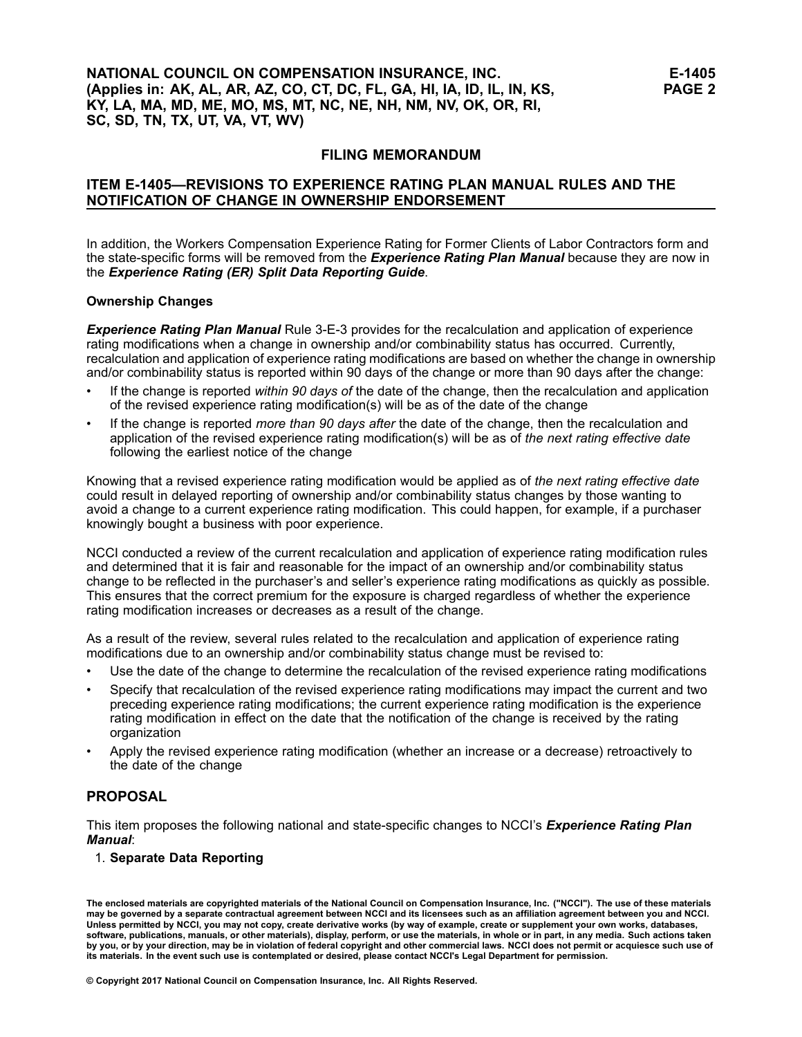In addition, the Workers Compensation Experience Rating for Former Clients of Labor Contractors form and the state-specific forms will be removed from the ***Experience Rating Plan Manual*** because they are now in the ***Experience Rating (ER) Split Data Reporting Guide***.

**Ownership Changes**

***Experience Rating Plan Manual*** Rule 3-E-3 provides for the recalculation and application of experience rating modifications when a change in ownership and/or combinability status has occurred. Currently, recalculation and application of experience rating modifications are based on whether the change in ownership and/or combinability status is reported within 90 days of the change or more than 90 days after the change:

- If the change is reported *within 90 days of* the date of the change, then the recalculation and application of the revised experience rating modification(s) will be as of the date of the change
- If the change is reported *more than 90 days after* the date of the change, then the recalculation and application of the revised experience rating modification(s) will be as of *the next rating effective date* following the earliest notice of the change

Knowing that a revised experience rating modification would be applied as of *the next rating effective date* could result in delayed reporting of ownership and/or combinability status changes by those wanting to avoid a change to a current experience rating modification. This could happen, for example, if a purchaser knowingly bought a business with poor experience.

NCCI conducted a review of the current recalculation and application of experience rating modification rules and determined that it is fair and reasonable for the impact of an ownership and/or combinability status change to be reflected in the purchaser's and seller's experience rating modifications as quickly as possible. This ensures that the correct premium for the exposure is charged regardless of whether the experience rating modification increases or decreases as a result of the change.

As a result of the review, several rules related to the recalculation and application of experience rating modifications due to an ownership and/or combinability status change must be revised to:

- Use the date of the change to determine the recalculation of the revised experience rating modifications
- Specify that recalculation of the revised experience rating modifications may impact the current and two preceding experience rating modifications; the current experience rating modification is the experience rating modification in effect on the date that the notification of the change is received by the rating organization
- Apply the revised experience rating modification (whether an increase or a decrease) retroactively to the date of the change

## PROPOSAL

This item proposes the following national and state-specific changes to NCCI's ***Experience Rating Plan Manual***:

1. **Separate Data Reporting**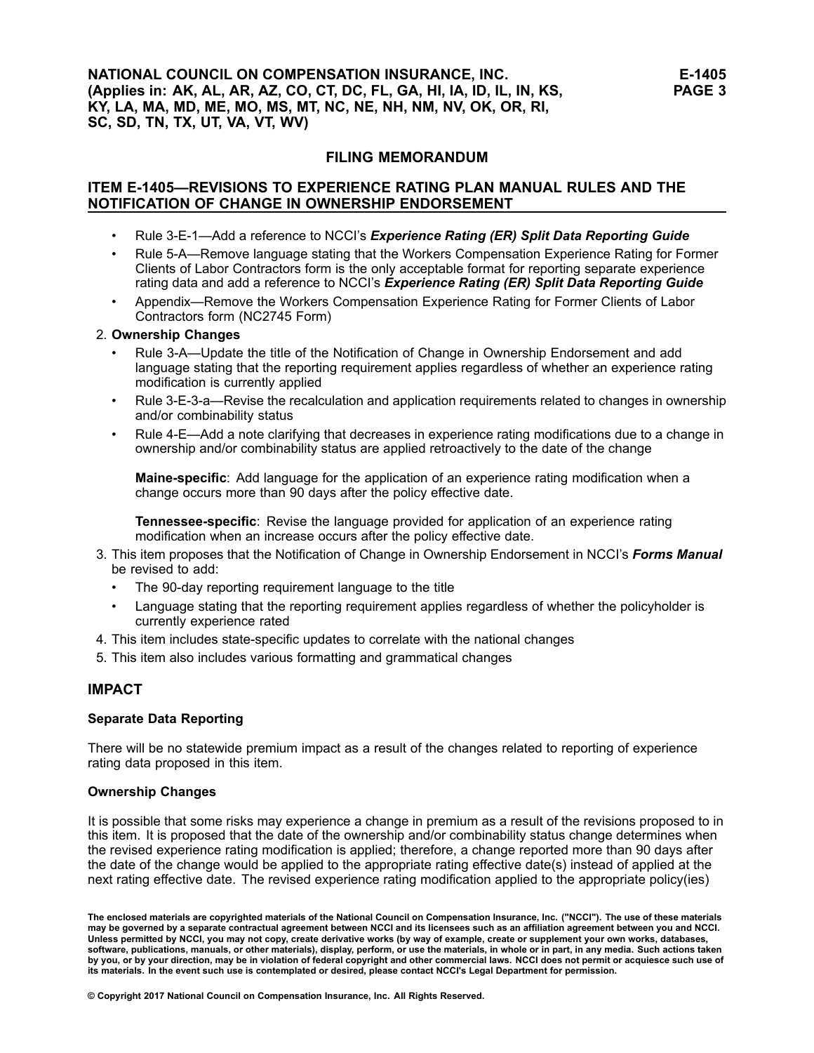- Rule 3-E-1—Add a reference to NCCI's ***Experience Rating (ER) Split Data Reporting Guide***
- Rule 5-A—Remove language stating that the Workers Compensation Experience Rating for Former Clients of Labor Contractors form is the only acceptable format for reporting separate experience rating data and add a reference to NCCI's ***Experience Rating (ER) Split Data Reporting Guide***
- Appendix—Remove the Workers Compensation Experience Rating for Former Clients of Labor Contractors form (NC2745 Form)

2. **Ownership Changes**
   - Rule 3-A—Update the title of the Notification of Change in Ownership Endorsement and add language stating that the reporting requirement applies regardless of whether an experience rating modification is currently applied
   - Rule 3-E-3-a—Revise the recalculation and application requirements related to changes in ownership and/or combinability status
   - Rule 4-E—Add a note clarifying that decreases in experience rating modifications due to a change in ownership and/or combinability status are applied retroactively to the date of the change

     **Maine-specific**: Add language for the application of an experience rating modification when a change occurs more than 90 days after the policy effective date.

     **Tennessee-specific**: Revise the language provided for application of an experience rating modification when an increase occurs after the policy effective date.
3. This item proposes that the Notification of Change in Ownership Endorsement in NCCI's ***Forms Manual*** be revised to add:
   - The 90-day reporting requirement language to the title
   - Language stating that the reporting requirement applies regardless of whether the policyholder is currently experience rated
4. This item includes state-specific updates to correlate with the national changes
5. This item also includes various formatting and grammatical changes

## IMPACT

**Separate Data Reporting**

There will be no statewide premium impact as a result of the changes related to reporting of experience rating data proposed in this item.

**Ownership Changes**

It is possible that some risks may experience a change in premium as a result of the revisions proposed to in this item. It is proposed that the date of the ownership and/or combinability status change determines when the revised experience rating modification is applied; therefore, a change reported more than 90 days after the date of the change would be applied to the appropriate rating effective date(s) instead of applied at the next rating effective date. The revised experience rating modification applied to the appropriate policy(ies)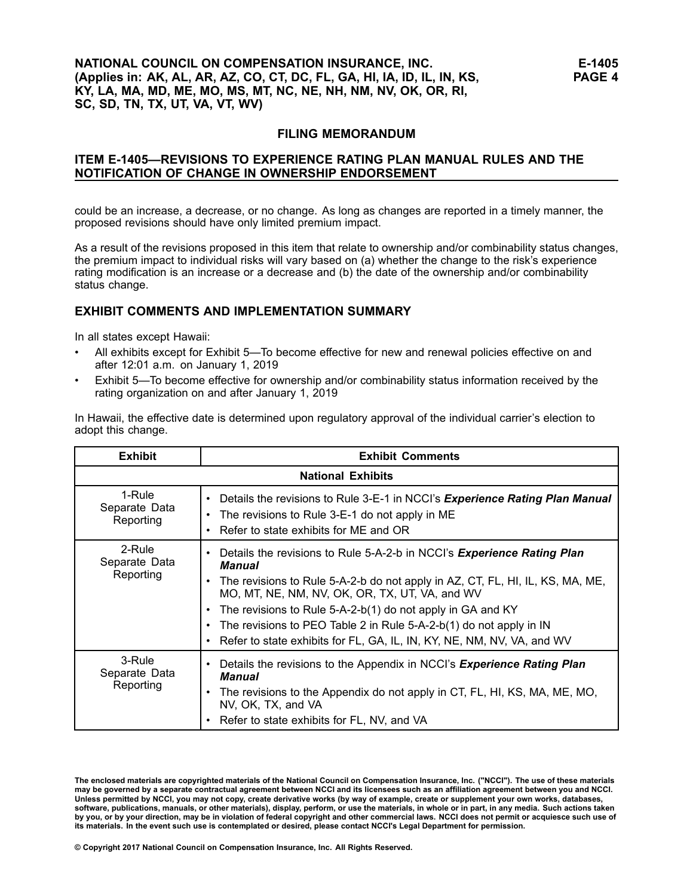could be an increase, a decrease, or no change. As long as changes are reported in a timely manner, the proposed revisions should have only limited premium impact.

As a result of the revisions proposed in this item that relate to ownership and/or combinability status changes, the premium impact to individual risks will vary based on (a) whether the change to the risk's experience rating modification is an increase or a decrease and (b) the date of the ownership and/or combinability status change.

## EXHIBIT COMMENTS AND IMPLEMENTATION SUMMARY

In all states except Hawaii:

- All exhibits except for Exhibit 5—To become effective for new and renewal policies effective on and after 12:01 a.m. on January 1, 2019
- Exhibit 5—To become effective for ownership and/or combinability status information received by the rating organization on and after January 1, 2019

In Hawaii, the effective date is determined upon regulatory approval of the individual carrier's election to adopt this change.

| Exhibit | Exhibit Comments |
|---|---|
| **National Exhibits** | |
| 1-Rule Separate Data Reporting | • Details the revisions to Rule 3-E-1 in NCCI's ***Experience Rating Plan Manual***<br>• The revisions to Rule 3-E-1 do not apply in ME<br>• Refer to state exhibits for ME and OR |
| 2-Rule Separate Data Reporting | • Details the revisions to Rule 5-A-2-b in NCCI's ***Experience Rating Plan Manual***<br>• The revisions to Rule 5-A-2-b do not apply in AZ, CT, FL, HI, IL, KS, MA, ME, MO, MT, NE, NM, NV, OK, OR, TX, UT, VA, and WV<br>• The revisions to Rule 5-A-2-b(1) do not apply in GA and KY<br>• The revisions to PEO Table 2 in Rule 5-A-2-b(1) do not apply in IN<br>• Refer to state exhibits for FL, GA, IL, IN, KY, NE, NM, NV, VA, and WV |
| 3-Rule Separate Data Reporting | • Details the revisions to the Appendix in NCCI's ***Experience Rating Plan Manual***<br>• The revisions to the Appendix do not apply in CT, FL, HI, KS, MA, ME, MO, NV, OK, TX, and VA<br>• Refer to state exhibits for FL, NV, and VA |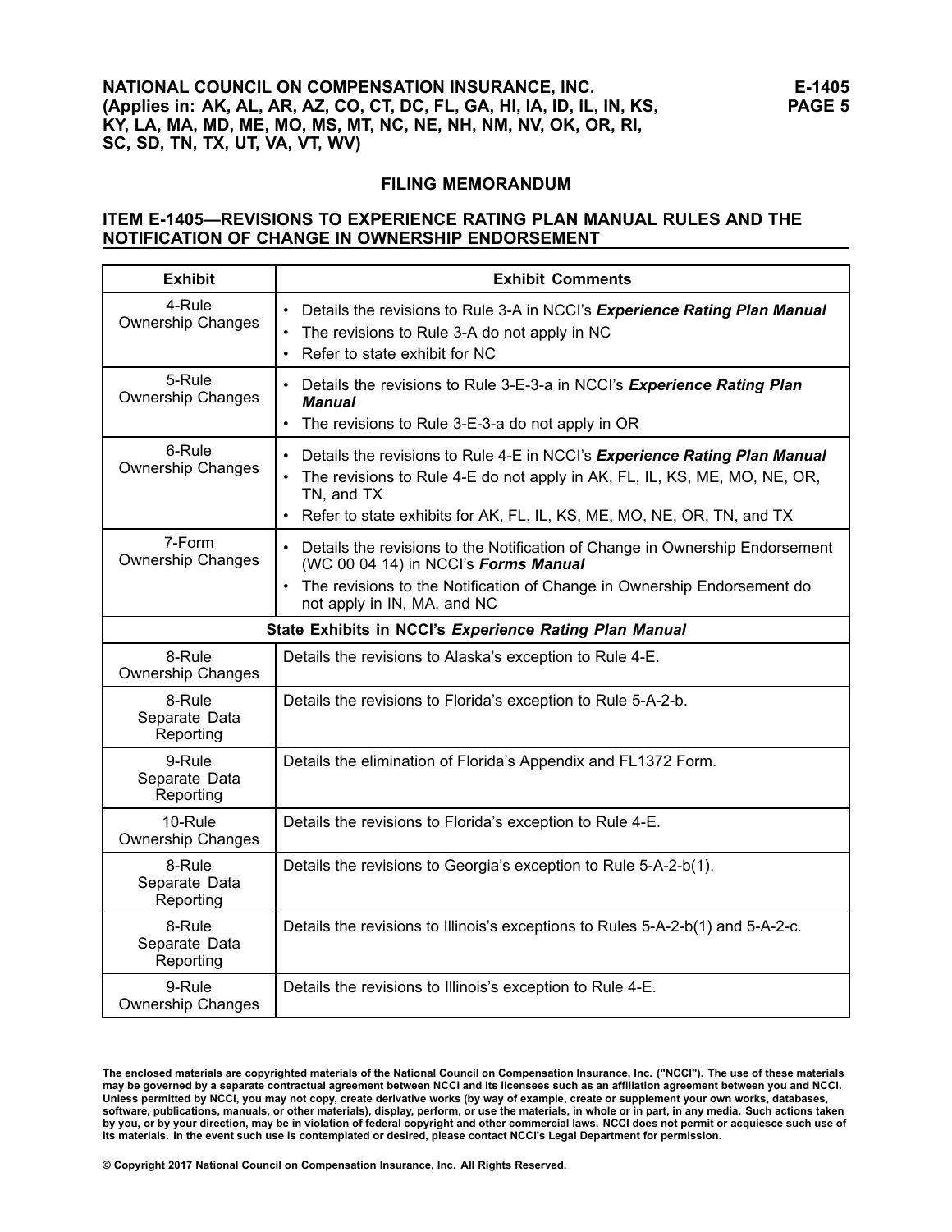## FILING MEMORANDUM

## ITEM E-1405—REVISIONS TO EXPERIENCE RATING PLAN MANUAL RULES AND THE NOTIFICATION OF CHANGE IN OWNERSHIP ENDORSEMENT

| Exhibit | Exhibit Comments |
|---|---|
| 4-Rule Ownership Changes | • Details the revisions to Rule 3-A in NCCI's ***Experience Rating Plan Manual*** <br> • The revisions to Rule 3-A do not apply in NC <br> • Refer to state exhibit for NC |
| 5-Rule Ownership Changes | • Details the revisions to Rule 3-E-3-a in NCCI's ***Experience Rating Plan Manual*** <br> • The revisions to Rule 3-E-3-a do not apply in OR |
| 6-Rule Ownership Changes | • Details the revisions to Rule 4-E in NCCI's ***Experience Rating Plan Manual*** <br> • The revisions to Rule 4-E do not apply in AK, FL, IL, KS, ME, MO, NE, OR, TN, and TX <br> • Refer to state exhibits for AK, FL, IL, KS, ME, MO, NE, OR, TN, and TX |
| 7-Form Ownership Changes | • Details the revisions to the Notification of Change in Ownership Endorsement (WC 00 04 14) in NCCI's ***Forms Manual*** <br> • The revisions to the Notification of Change in Ownership Endorsement do not apply in IN, MA, and NC |
| **State Exhibits in NCCI's *Experience Rating Plan Manual*** | |
| 8-Rule Ownership Changes | Details the revisions to Alaska's exception to Rule 4-E. |
| 8-Rule Separate Data Reporting | Details the revisions to Florida's exception to Rule 5-A-2-b. |
| 9-Rule Separate Data Reporting | Details the elimination of Florida's Appendix and FL1372 Form. |
| 10-Rule Ownership Changes | Details the revisions to Florida's exception to Rule 4-E. |
| 8-Rule Separate Data Reporting | Details the revisions to Georgia's exception to Rule 5-A-2-b(1). |
| 8-Rule Separate Data Reporting | Details the revisions to Illinois's exceptions to Rules 5-A-2-b(1) and 5-A-2-c. |
| 9-Rule Ownership Changes | Details the revisions to Illinois's exception to Rule 4-E. |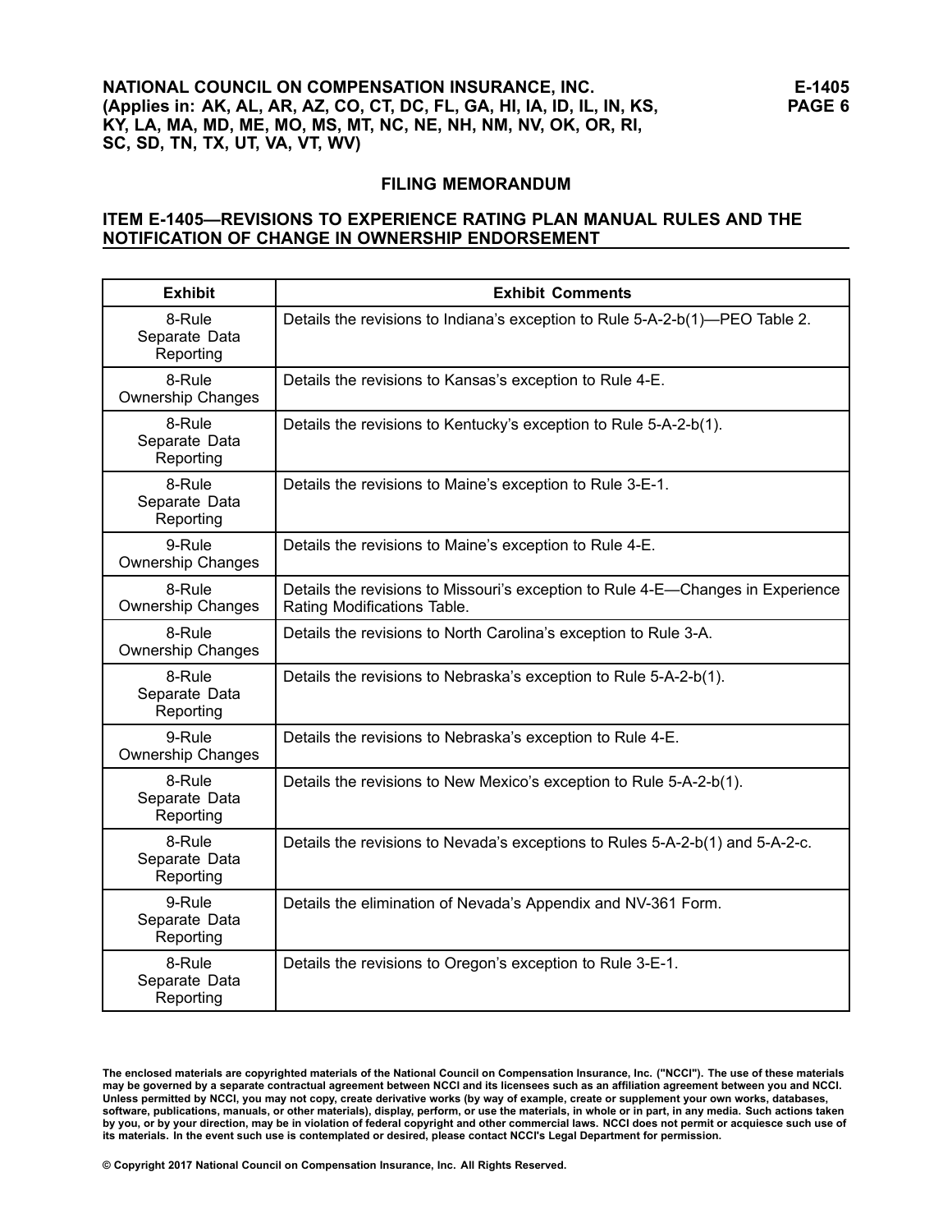## FILING MEMORANDUM

## ITEM E-1405—REVISIONS TO EXPERIENCE RATING PLAN MANUAL RULES AND THE NOTIFICATION OF CHANGE IN OWNERSHIP ENDORSEMENT

| Exhibit | Exhibit Comments |
| --- | --- |
| 8-Rule Separate Data Reporting | Details the revisions to Indiana's exception to Rule 5-A-2-b(1)—PEO Table 2. |
| 8-Rule Ownership Changes | Details the revisions to Kansas's exception to Rule 4-E. |
| 8-Rule Separate Data Reporting | Details the revisions to Kentucky's exception to Rule 5-A-2-b(1). |
| 8-Rule Separate Data Reporting | Details the revisions to Maine's exception to Rule 3-E-1. |
| 9-Rule Ownership Changes | Details the revisions to Maine's exception to Rule 4-E. |
| 8-Rule Ownership Changes | Details the revisions to Missouri's exception to Rule 4-E—Changes in Experience Rating Modifications Table. |
| 8-Rule Ownership Changes | Details the revisions to North Carolina's exception to Rule 3-A. |
| 8-Rule Separate Data Reporting | Details the revisions to Nebraska's exception to Rule 5-A-2-b(1). |
| 9-Rule Ownership Changes | Details the revisions to Nebraska's exception to Rule 4-E. |
| 8-Rule Separate Data Reporting | Details the revisions to New Mexico's exception to Rule 5-A-2-b(1). |
| 8-Rule Separate Data Reporting | Details the revisions to Nevada's exceptions to Rules 5-A-2-b(1) and 5-A-2-c. |
| 9-Rule Separate Data Reporting | Details the elimination of Nevada's Appendix and NV-361 Form. |
| 8-Rule Separate Data Reporting | Details the revisions to Oregon's exception to Rule 3-E-1. |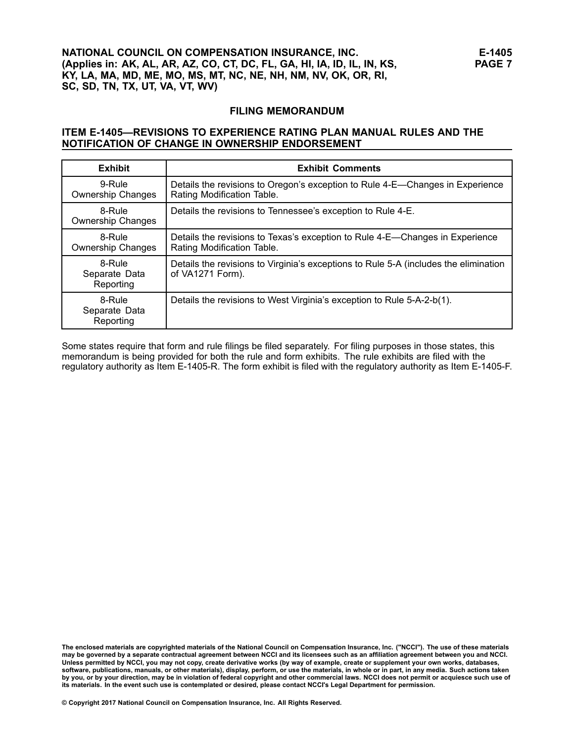## FILING MEMORANDUM

### ITEM E-1405—REVISIONS TO EXPERIENCE RATING PLAN MANUAL RULES AND THE NOTIFICATION OF CHANGE IN OWNERSHIP ENDORSEMENT

| Exhibit | Exhibit Comments |
|---|---|
| 9-Rule Ownership Changes | Details the revisions to Oregon's exception to Rule 4-E—Changes in Experience Rating Modification Table. |
| 8-Rule Ownership Changes | Details the revisions to Tennessee's exception to Rule 4-E. |
| 8-Rule Ownership Changes | Details the revisions to Texas's exception to Rule 4-E—Changes in Experience Rating Modification Table. |
| 8-Rule Separate Data Reporting | Details the revisions to Virginia's exceptions to Rule 5-A (includes the elimination of VA1271 Form). |
| 8-Rule Separate Data Reporting | Details the revisions to West Virginia's exception to Rule 5-A-2-b(1). |

Some states require that form and rule filings be filed separately. For filing purposes in those states, this memorandum is being provided for both the rule and form exhibits. The rule exhibits are filed with the regulatory authority as Item E-1405-R. The form exhibit is filed with the regulatory authority as Item E-1405-F.

**The enclosed materials are copyrighted materials of the National Council on Compensation Insurance, Inc. ("NCCI"). The use of these materials may be governed by a separate contractual agreement between NCCI and its licensees such as an affiliation agreement between you and NCCI. Unless permitted by NCCI, you may not copy, create derivative works (by way of example, create or supplement your own works, databases, software, publications, manuals, or other materials), display, perform, or use the materials, in whole or in part, in any media. Such actions taken by you, or by your direction, may be in violation of federal copyright and other commercial laws. NCCI does not permit or acquiesce such use of its materials. In the event such use is contemplated or desired, please contact NCCI's Legal Department for permission.**

**© Copyright 2017 National Council on Compensation Insurance, Inc. All Rights Reserved.**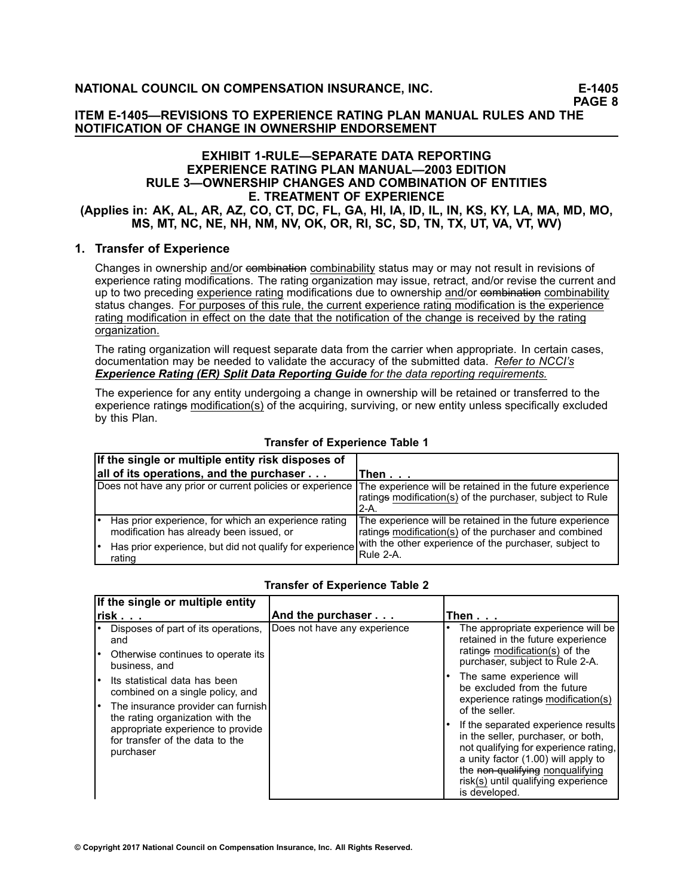## EXHIBIT 1-RULE—SEPARATE DATA REPORTING
## EXPERIENCE RATING PLAN MANUAL—2003 EDITION
## RULE 3—OWNERSHIP CHANGES AND COMBINATION OF ENTITIES
## E. TREATMENT OF EXPERIENCE
### (Applies in: AK, AL, AR, AZ, CO, CT, DC, FL, GA, HI, IA, ID, IL, IN, KS, KY, LA, MA, MD, MO, MS, MT, NC, NE, NH, NM, NV, OK, OR, RI, SC, SD, TN, TX, UT, VA, VT, WV)

### 1. Transfer of Experience

Changes in ownership and/or ~~combination~~ combinability status may or may not result in revisions of experience rating modifications. The rating organization may issue, retract, and/or revise the current and up to two preceding experience rating modifications due to ownership and/or ~~combination~~ combinability status changes. For purposes of this rule, the current experience rating modification is the experience rating modification in effect on the date that the notification of the change is received by the rating organization.

The rating organization will request separate data from the carrier when appropriate. In certain cases, documentation may be needed to validate the accuracy of the submitted data. *Refer to NCCI's **Experience Rating (ER) Split Data Reporting Guide** for the data reporting requirements.*

The experience for any entity undergoing a change in ownership will be retained or transferred to the experience rating~~s~~ modification(s) of the acquiring, surviving, or new entity unless specifically excluded by this Plan.

**Transfer of Experience Table 1**

| If the single or multiple entity risk disposes of all of its operations, and the purchaser . . . | Then . . . |
|---|---|
| Does not have any prior or current policies or experience | The experience will be retained in the future experience rating~~s~~ modification(s) of the purchaser, subject to Rule 2-A. |
| • Has prior experience, for which an experience rating modification has already been issued, or<br>• Has prior experience, but did not qualify for experience rating | The experience will be retained in the future experience rating~~s~~ modification(s) of the purchaser and combined with the other experience of the purchaser, subject to Rule 2-A. |

**Transfer of Experience Table 2**

| If the single or multiple entity risk . . . | And the purchaser . . . | Then . . . |
|---|---|---|
| • Disposes of part of its operations, and<br>• Otherwise continues to operate its business, and<br>• Its statistical data has been combined on a single policy, and<br>• The insurance provider can furnish the rating organization with the appropriate experience to provide for transfer of the data to the purchaser | Does not have any experience | • The appropriate experience will be retained in the future experience rating~~s~~ modification(s) of the purchaser, subject to Rule 2-A.<br>• The same experience will be excluded from the future experience rating~~s~~ modification(s) of the seller.<br>• If the separated experience results in the seller, purchaser, or both, not qualifying for experience rating, a unity factor (1.00) will apply to the ~~non-qualifying~~ nonqualifying risk(s) until qualifying experience is developed. |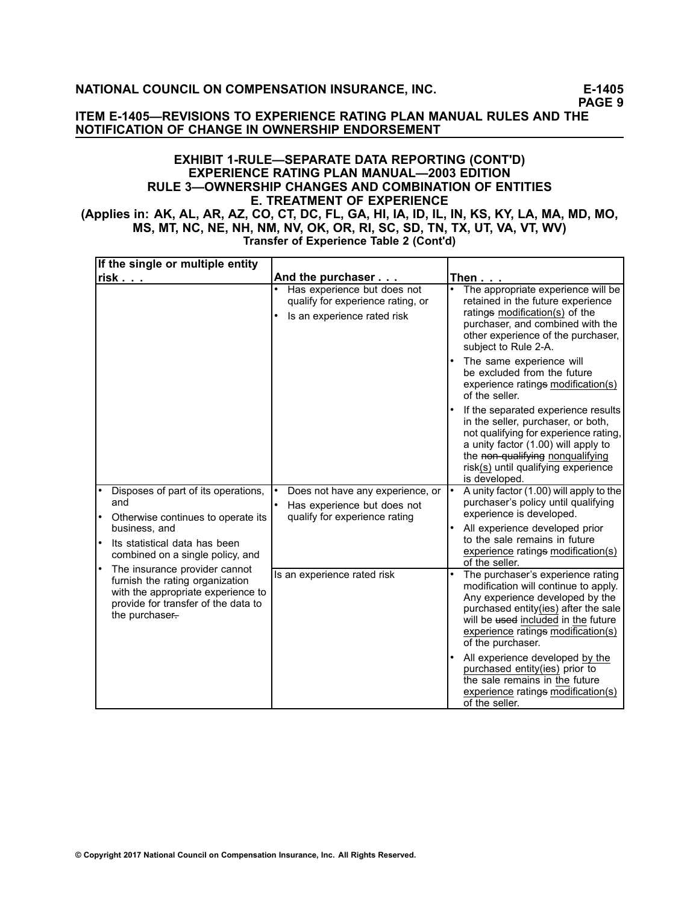## EXHIBIT 1-RULE—SEPARATE DATA REPORTING (CONT'D)
## EXPERIENCE RATING PLAN MANUAL—2003 EDITION
## RULE 3—OWNERSHIP CHANGES AND COMBINATION OF ENTITIES
## E. TREATMENT OF EXPERIENCE

**(Applies in: AK, AL, AR, AZ, CO, CT, DC, FL, GA, HI, IA, ID, IL, IN, KS, KY, LA, MA, MD, MO, MS, MT, NC, NE, NH, NM, NV, OK, OR, RI, SC, SD, TN, TX, UT, VA, VT, WV)**

**Transfer of Experience Table 2 (Cont'd)**

| If the single or multiple entity risk . . . | And the purchaser . . . | Then . . . |
|---|---|---|
| | • Has experience but does not qualify for experience rating, or<br>• Is an experience rated risk | • The appropriate experience will be retained in the future experience ratings modification(s) of the purchaser, and combined with the other experience of the purchaser, subject to Rule 2-A.<br>• The same experience will be excluded from the future experience ratings modification(s) of the seller.<br>• If the separated experience results in the seller, purchaser, or both, not qualifying for experience rating, a unity factor (1.00) will apply to the non-qualifying nonqualifying risk(s) until qualifying experience is developed. |
| • Disposes of part of its operations, and<br>• Otherwise continues to operate its business, and<br>• Its statistical data has been combined on a single policy, and<br>• The insurance provider cannot furnish the rating organization with the appropriate experience to provide for transfer of the data to the purchaser. | • Does not have any experience, or<br>• Has experience but does not qualify for experience rating | • A unity factor (1.00) will apply to the purchaser's policy until qualifying experience is developed.<br>• All experience developed prior to the sale remains in future experience ratings modification(s) of the seller. |
| | Is an experience rated risk | • The purchaser's experience rating modification will continue to apply. Any experience developed by the purchased entity(ies) after the sale will be used included in the future experience ratings modification(s) of the purchaser.<br>• All experience developed by the purchased entity(ies) prior to the sale remains in the future experience ratings modification(s) of the seller. |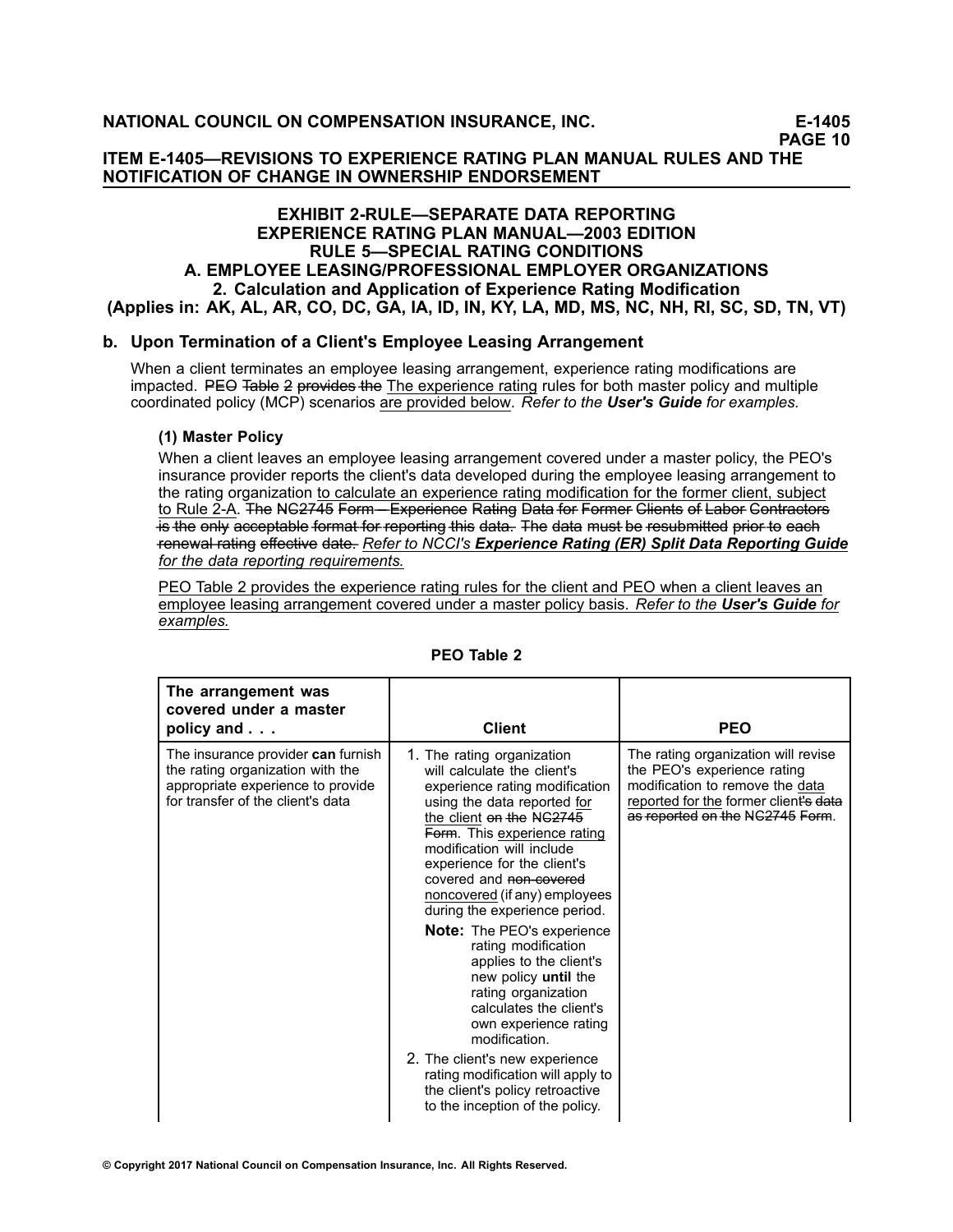**ITEM E-1405—REVISIONS TO EXPERIENCE RATING PLAN MANUAL RULES AND THE NOTIFICATION OF CHANGE IN OWNERSHIP ENDORSEMENT**

## EXHIBIT 2-RULE—SEPARATE DATA REPORTING
## EXPERIENCE RATING PLAN MANUAL—2003 EDITION
## RULE 5—SPECIAL RATING CONDITIONS
## A. EMPLOYEE LEASING/PROFESSIONAL EMPLOYER ORGANIZATIONS
## 2. Calculation and Application of Experience Rating Modification
**(Applies in: AK, AL, AR, CO, DC, GA, IA, ID, IN, KY, LA, MD, MS, NC, NH, RI, SC, SD, TN, VT)**

### b. Upon Termination of a Client's Employee Leasing Arrangement

When a client terminates an employee leasing arrangement, experience rating modifications are impacted. ~~PEO Table 2 provides the~~ The experience rating rules for both master policy and multiple coordinated policy (MCP) scenarios are provided below. *Refer to the **User's Guide** for examples.*

#### (1) Master Policy

When a client leaves an employee leasing arrangement covered under a master policy, the PEO's insurance provider reports the client's data developed during the employee leasing arrangement to the rating organization to calculate an experience rating modification for the former client, subject to Rule 2-A. ~~The NC2745 Form—Experience Rating Data for Former Clients of Labor Contractors is the only acceptable format for reporting this data. The data must be resubmitted prior to each renewal rating effective date.~~ *Refer to NCCI's **Experience Rating (ER) Split Data Reporting Guide** for the data reporting requirements.*

PEO Table 2 provides the experience rating rules for the client and PEO when a client leaves an employee leasing arrangement covered under a master policy basis. *Refer to the **User's Guide** for examples.*

**PEO Table 2**

| The arrangement was covered under a master policy and . . . | Client | PEO |
|---|---|---|
| The insurance provider **can** furnish the rating organization with the appropriate experience to provide for transfer of the client's data | 1. The rating organization will calculate the client's experience rating modification using the data reported for the client ~~on the NC2745 Form~~. This experience rating modification will include experience for the client's covered and ~~non-covered~~ noncovered (if any) employees during the experience period.<br><br>**Note:** The PEO's experience rating modification applies to the client's new policy **until** the rating organization calculates the client's own experience rating modification.<br><br>2. The client's new experience rating modification will apply to the client's policy retroactive to the inception of the policy. | The rating organization will revise the PEO's experience rating modification to remove the data reported for the former client~~'s data as reported on the NC2745 Form~~. |

© Copyright 2017 National Council on Compensation Insurance, Inc. All Rights Reserved.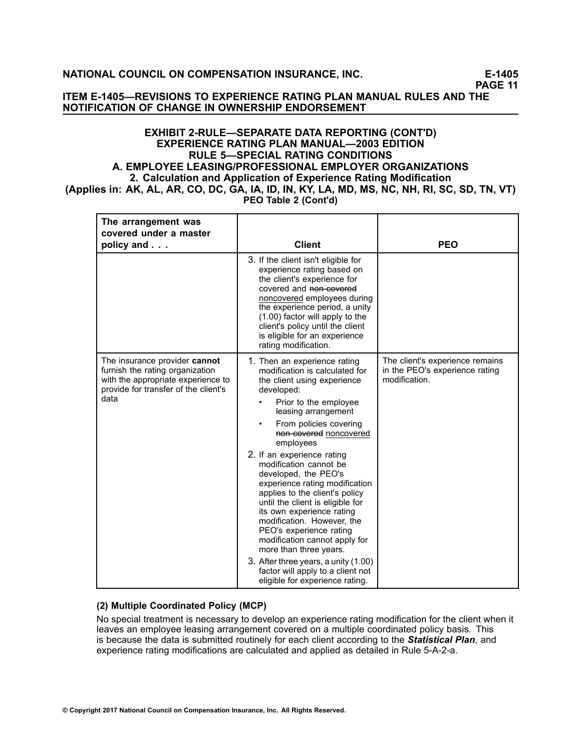### EXHIBIT 2-RULE—SEPARATE DATA REPORTING (CONT'D)
### EXPERIENCE RATING PLAN MANUAL—2003 EDITION
### RULE 5—SPECIAL RATING CONDITIONS
### A. EMPLOYEE LEASING/PROFESSIONAL EMPLOYER ORGANIZATIONS
### 2. Calculation and Application of Experience Rating Modification
### (Applies in: AK, AL, AR, CO, DC, GA, IA, ID, IN, KY, LA, MD, MS, NC, NH, RI, SC, SD, TN, VT)
**PEO Table 2 (Cont'd)**

| The arrangement was covered under a master policy and . . . | Client | PEO |
|---|---|---|
| | 3. If the client isn't eligible for experience rating based on the client's experience for covered and ~~non-covered~~ <u>noncovered</u> employees during the experience period, a unity (1.00) factor will apply to the client's policy until the client is eligible for an experience rating modification. | |
| The insurance provider **cannot** furnish the rating organization with the appropriate experience to provide for transfer of the client's data | 1. Then an experience rating modification is calculated for the client using experience developed: <br>• Prior to the employee leasing arrangement <br>• From policies covering ~~non-covered~~ <u>noncovered</u> employees <br>2. If an experience rating modification cannot be developed, the PEO's experience rating modification applies to the client's policy until the client is eligible for its own experience rating modification. However, the PEO's experience rating modification cannot apply for more than three years. <br>3. After three years, a unity (1.00) factor will apply to a client not eligible for experience rating. | The client's experience remains in the PEO's experience rating modification. |

**(2) Multiple Coordinated Policy (MCP)**

No special treatment is necessary to develop an experience rating modification for the client when it leaves an employee leasing arrangement covered on a multiple coordinated policy basis. This is because the data is submitted routinely for each client according to the ***Statistical Plan***, and experience rating modifications are calculated and applied as detailed in Rule 5-A-2-a.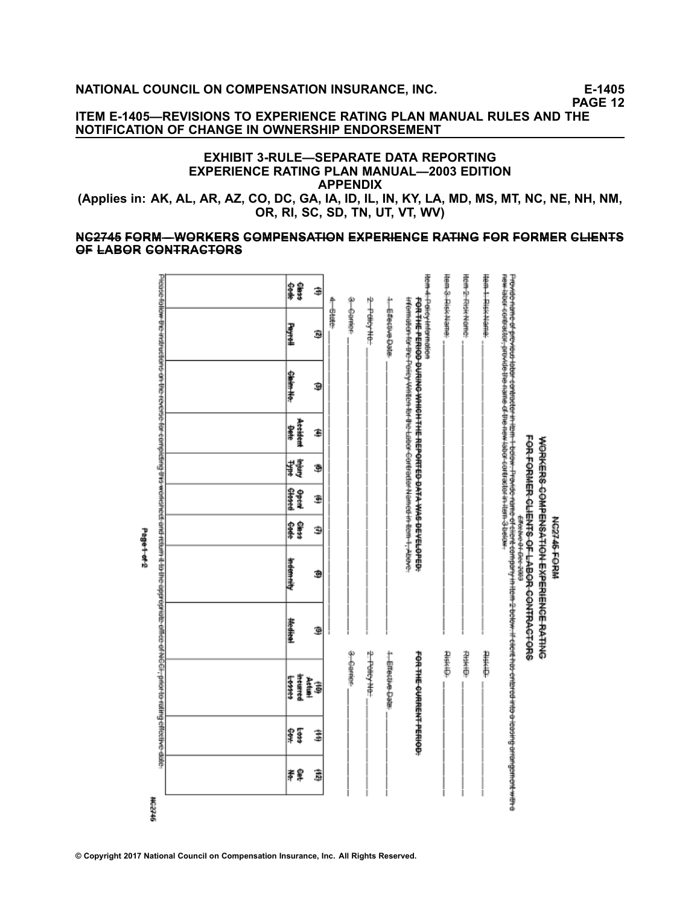**ITEM E-1405—REVISIONS TO EXPERIENCE RATING PLAN MANUAL RULES AND THE NOTIFICATION OF CHANGE IN OWNERSHIP ENDORSEMENT**

## EXHIBIT 3-RULE—SEPARATE DATA REPORTING
## EXPERIENCE RATING PLAN MANUAL—2003 EDITION
## APPENDIX

**(Applies in: AK, AL, AR, AZ, CO, DC, GA, IA, ID, IL, IN, KY, LA, MD, MS, MT, NC, NE, NH, NM, OR, RI, SC, SD, TN, UT, VT, WV)**

**~~NC2745 FORM—WORKERS COMPENSATION EXPERIENCE RATING FOR FORMER CLIENTS OF LABOR CONTRACTORS~~**

~~NC2745 FORM~~

~~WORKERS COMPENSATION EXPERIENCE RATING~~

~~FOR FORMER CLIENTS OF LABOR CONTRACTORS~~

~~Effective 01-Dec-2003~~

~~Provide name of previous labor contractor in Item 1 below. Provide name of client company in Item 2 below. If client has entered into a leasing arrangement with a new labor contractor, provide the name of the new labor contractor in Item 3 below.~~

~~Item 1: Risk Name: \_\_\_\_\_\_\_\_\_\_ Risk ID: \_\_\_\_\_\_\_\_\_\_~~

~~Item 2: Risk Name: \_\_\_\_\_\_\_\_\_\_ Risk ID: \_\_\_\_\_\_\_\_\_\_~~

~~Item 3: Risk Name: \_\_\_\_\_\_\_\_\_\_ Risk ID: \_\_\_\_\_\_\_\_\_\_~~

~~Item 4: Policy Information~~

~~**FOR THE PERIOD DURING WHICH THE REPORTED DATA WAS DEVELOPED:**~~ ~~**FOR THE CURRENT PERIOD:**~~

~~Information for the Policy Written for the Labor Contractor Named in Item 1, Above:~~

~~1. Effective Date: \_\_\_\_\_\_\_\_\_\_~~ ~~1. Effective Date: \_\_\_\_\_\_\_\_\_\_~~

~~2. Policy No: \_\_\_\_\_\_\_\_\_\_~~ ~~2. Policy No: \_\_\_\_\_\_\_\_\_\_~~

~~3. Carrier: \_\_\_\_\_\_\_\_\_\_~~ ~~3. Carrier: \_\_\_\_\_\_\_\_\_\_~~

~~4. State: \_\_\_\_\_\_\_\_\_\_~~

| ~~(1) Class Code~~ | ~~(2) Payroll~~ | ~~(3) Claim No.~~ | ~~(4) Accident Date~~ | ~~(5) Injury Type~~ | ~~(6) Open/ Closed~~ | ~~(7) Class Code~~ | ~~(8) Indemnity~~ | ~~(9) Medical~~ | ~~(10) Actual Incurred Losses~~ | ~~(11) Loss Cov.~~ | ~~(12) Cat. No.~~ |
|---|---|---|---|---|---|---|---|---|---|---|---|
| | | | | | | | | | | | |

~~Please follow the instructions on the reverse for completing this worksheet and return it to the appropriate office of NCCI, prior to rating effective date.~~

~~Page 1 of 2~~

~~NC2745~~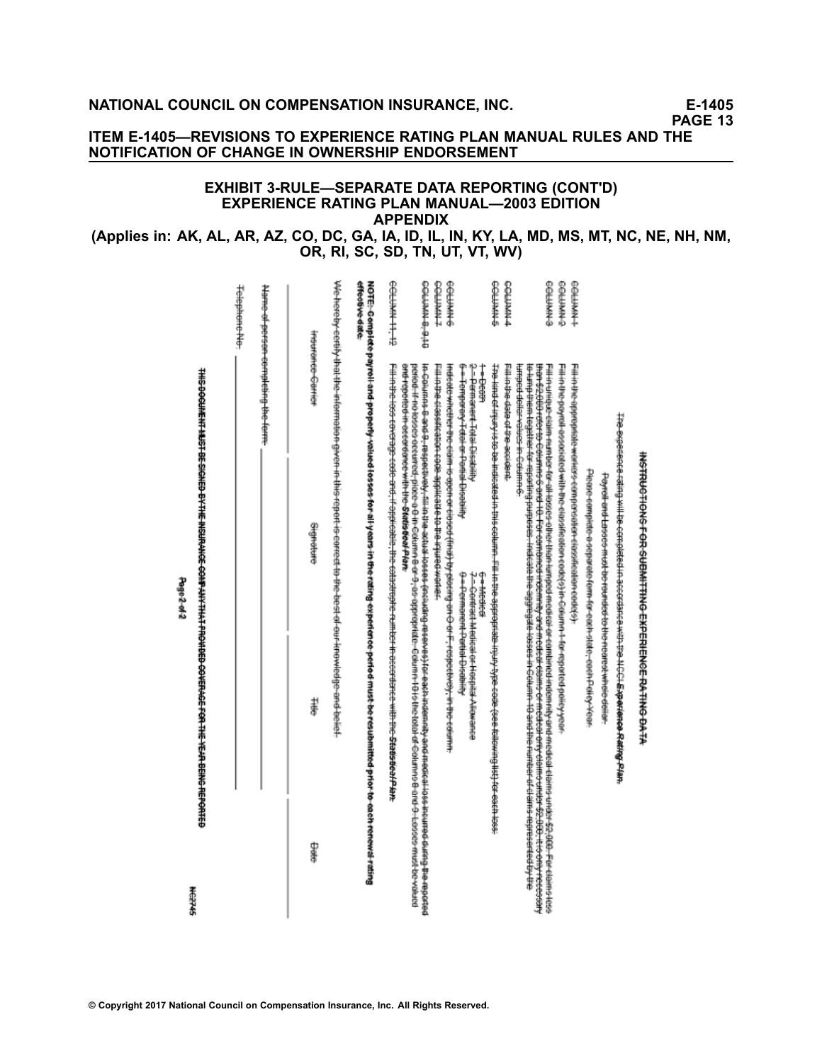## EXHIBIT 3-RULE—SEPARATE DATA REPORTING (CONT'D)
## EXPERIENCE RATING PLAN MANUAL—2003 EDITION
## APPENDIX
### (Applies in: AK, AL, AR, AZ, CO, DC, GA, IA, ID, IL, IN, KY, LA, MD, MS, MT, NC, NE, NH, NM, OR, RI, SC, SD, TN, UT, VT, WV)

~~**INSTRUCTIONS FOR SUBMITTING EXPERIENCE RATING DATA**~~

~~The experience rating will be completed in accordance with the NCCI *Experience Rating Plan*.~~

~~Payroll and Losses must be rounded to the nearest whole dollar.~~

~~Please complete a separate form for each state, each Policy Year.~~

| | |
|---|---|
| ~~COLUMN 1~~ | ~~Fill in the appropriate workers compensation classification code(s).~~ |
| ~~COLUMN 2~~ | ~~Fill in the payroll associated with the classification code(s) in Column 1 for reported policy year.~~ |
| ~~COLUMN 3~~ | ~~Fill in unique claim number for all losses other than lumped medical or combined indemnity and medical claims under $2,000. For claims less than $2,000 refer to Columns 5 and 10. For combined indemnity and medical claims or medical only claims under $2,000, it is only necessary to lump them together for reporting purposes. Indicate the aggregate losses in Column 10 and the number of claims represented by the lumped dollar values in Column 6.~~ |
| ~~COLUMN 4~~ | ~~Fill in the date of the accident.~~ |
| ~~COLUMN 5~~ | ~~The kind of injury is to be indicated in this column. Fill in the appropriate injury type code (see following list) for each loss.~~ <br> ~~1 = Death~~ ~~6 = Medical~~ <br> ~~2 = Permanent Total Disability~~ ~~7 = Contract Medical or Hospital Allowance~~ <br> ~~5 = Temporary Total or Partial Disability~~ ~~9 = Permanent Partial Disability~~ |
| ~~COLUMN 6~~ | ~~Indicate whether the claim is open or closed (final) by placing an O or F, respectively, in the column.~~ |
| ~~COLUMN 7~~ | ~~Fill in the classification code applicable to the injured worker.~~ |
| ~~COLUMN 8, 9, 10~~ | ~~In Columns 8 and 9, respectively, fill in the actual losses (including reserves) for each indemnity and medical loss incurred during the reported period. If no losses occurred, place a 0 in Column 8 or 9, as appropriate. Column 10 is the total of Columns 8 and 9. Losses must be valued and reported in accordance with the *Statistical Plan*.~~ |
| ~~COLUMN 11, 12~~ | ~~Fill in the loss coverage code and, if applicable, the catastrophe number in accordance with the *Statistical Plan*.~~ |

~~**NOTE: Complete payroll and properly valued losses for all years in the rating experience period must be resubmitted prior to each renewal rating effective date.**~~

~~We hereby certify that the information given in this report is correct to the best of our knowledge and belief.~~

| ~~Insurance Carrier~~ | ~~Signature~~ | ~~Title~~ | ~~Date~~ |
|---|---|---|---|
| | | | |

~~Name of person completing the form:~~ ____________

~~Telephone No:~~ ____________

~~**THIS DOCUMENT MUST BE SIGNED BY THE INSURANCE COMPANY THAT PROVIDED COVERAGE FOR THE YEAR BEING REPORTED**~~

~~Page 2 of 2~~

~~NC2745~~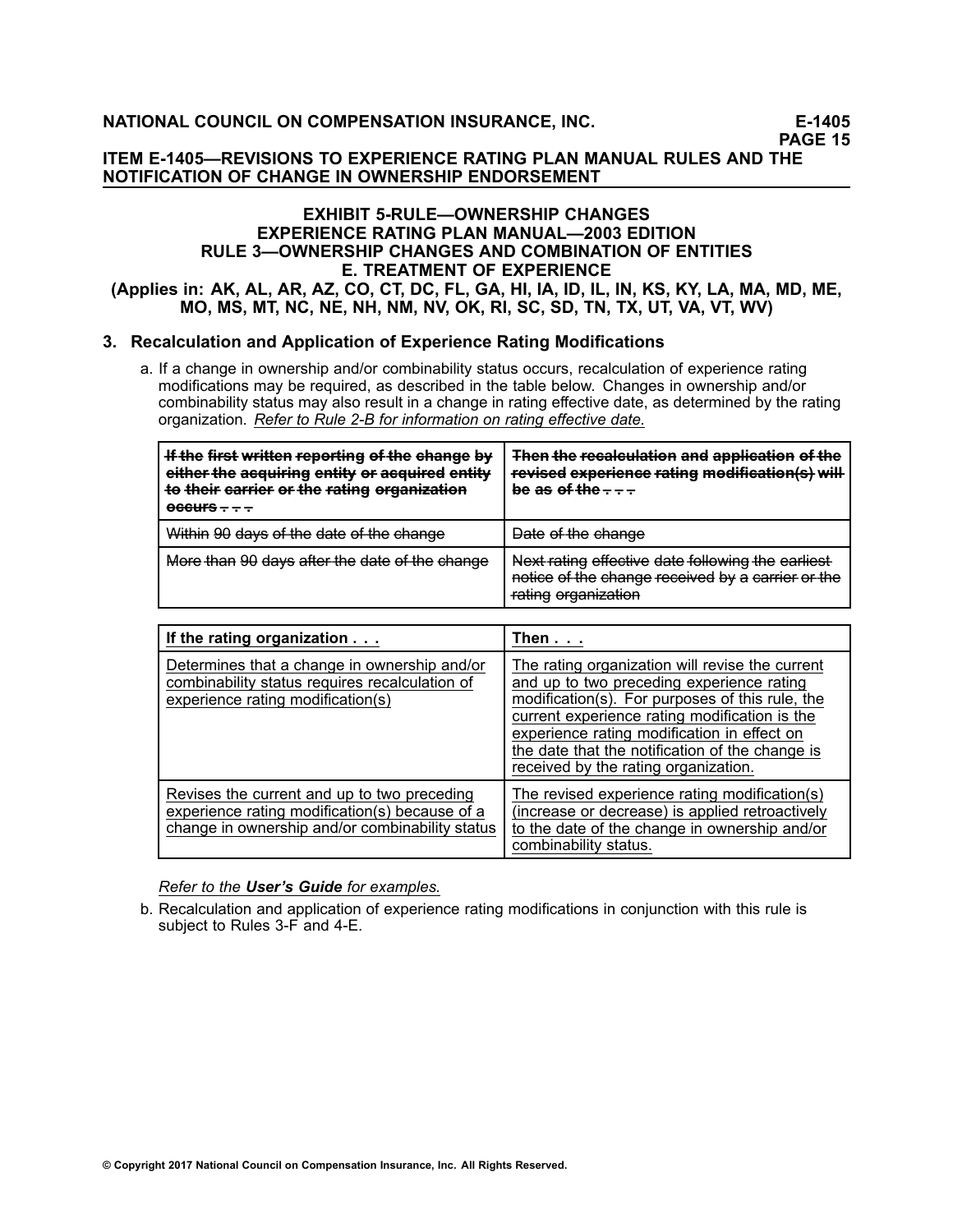**ITEM E-1405—REVISIONS TO EXPERIENCE RATING PLAN MANUAL RULES AND THE NOTIFICATION OF CHANGE IN OWNERSHIP ENDORSEMENT**

## EXHIBIT 5-RULE—OWNERSHIP CHANGES
## EXPERIENCE RATING PLAN MANUAL—2003 EDITION
## RULE 3—OWNERSHIP CHANGES AND COMBINATION OF ENTITIES
## E. TREATMENT OF EXPERIENCE

**(Applies in: AK, AL, AR, AZ, CO, CT, DC, FL, GA, HI, IA, ID, IL, IN, KS, KY, LA, MA, MD, ME, MO, MS, MT, NC, NE, NH, NM, NV, OK, RI, SC, SD, TN, TX, UT, VA, VT, WV)**

### 3. Recalculation and Application of Experience Rating Modifications

a. If a change in ownership and/or combinability status occurs, recalculation of experience rating modifications may be required, as described in the table below. Changes in ownership and/or combinability status may also result in a change in rating effective date, as determined by the rating organization. <u>*Refer to Rule 2-B for information on rating effective date.*</u>

| ~~If the first written reporting of the change by either the acquiring entity or acquired entity to their carrier or the rating organization occurs . . .~~ | ~~Then the recalculation and application of the revised experience rating modification(s) will be as of the . . .~~ |
|---|---|
| ~~Within 90 days of the date of the change~~ | ~~Date of the change~~ |
| ~~More than 90 days after the date of the change~~ | ~~Next rating effective date following the earliest notice of the change received by a carrier or the rating organization~~ |

| <u>**If the rating organization . . .**</u> | <u>**Then . . .**</u> |
|---|---|
| <u>Determines that a change in ownership and/or combinability status requires recalculation of experience rating modification(s)</u> | <u>The rating organization will revise the current and up to two preceding experience rating modification(s). For purposes of this rule, the current experience rating modification is the experience rating modification in effect on the date that the notification of the change is received by the rating organization.</u> |
| <u>Revises the current and up to two preceding experience rating modification(s) because of a change in ownership and/or combinability status</u> | <u>The revised experience rating modification(s) (increase or decrease) is applied retroactively to the date of the change in ownership and/or combinability status.</u> |

<u>*Refer to the **User's Guide** for examples.*</u>

b. Recalculation and application of experience rating modifications in conjunction with this rule is subject to Rules 3-F and 4-E.

© Copyright 2017 National Council on Compensation Insurance, Inc. All Rights Reserved.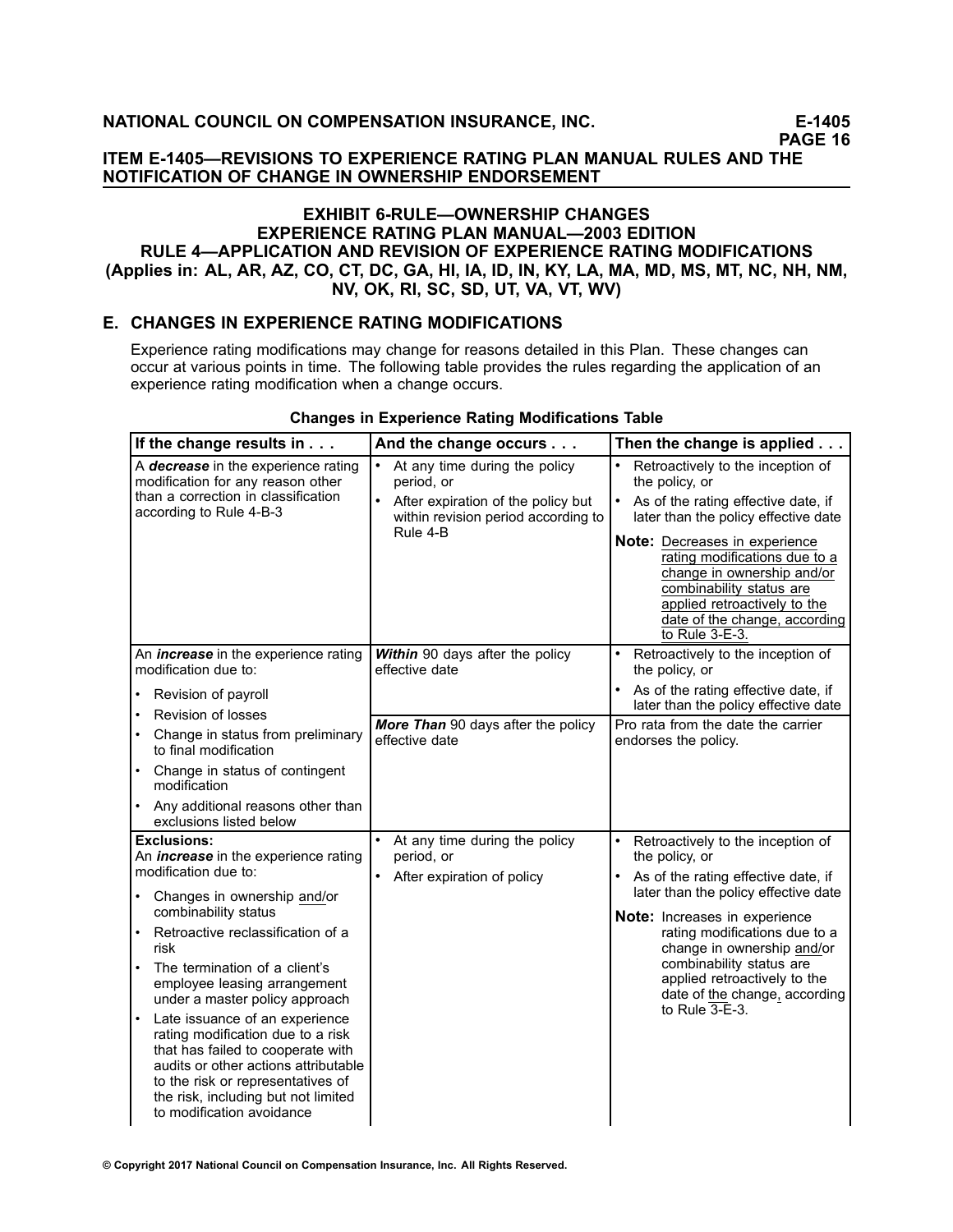## EXHIBIT 6-RULE—OWNERSHIP CHANGES
## EXPERIENCE RATING PLAN MANUAL—2003 EDITION
## RULE 4—APPLICATION AND REVISION OF EXPERIENCE RATING MODIFICATIONS
## (Applies in: AL, AR, AZ, CO, CT, DC, GA, HI, IA, ID, IN, KY, LA, MA, MD, MS, MT, NC, NH, NM, NV, OK, RI, SC, SD, UT, VA, VT, WV)

### E. CHANGES IN EXPERIENCE RATING MODIFICATIONS

Experience rating modifications may change for reasons detailed in this Plan. These changes can occur at various points in time. The following table provides the rules regarding the application of an experience rating modification when a change occurs.

**Changes in Experience Rating Modifications Table**

| If the change results in . . . | And the change occurs . . . | Then the change is applied . . . |
|---|---|---|
| A ***decrease*** in the experience rating modification for any reason other than a correction in classification according to Rule 4-B-3 | • At any time during the policy period, or<br>• After expiration of the policy but within revision period according to Rule 4-B | • Retroactively to the inception of the policy, or<br>• As of the rating effective date, if later than the policy effective date<br>**Note:** Decreases in experience rating modifications due to a change in ownership and/or combinability status are applied retroactively to the date of the change, according to Rule 3-E-3. |
| An ***increase*** in the experience rating modification due to:<br>• Revision of payroll<br>• Revision of losses<br>• Change in status from preliminary to final modification<br>• Change in status of contingent modification<br>• Any additional reasons other than exclusions listed below | ***Within*** 90 days after the policy effective date | • Retroactively to the inception of the policy, or<br>• As of the rating effective date, if later than the policy effective date |
| | ***More Than*** 90 days after the policy effective date | Pro rata from the date the carrier endorses the policy. |
| **Exclusions:**<br>An ***increase*** in the experience rating modification due to:<br>• Changes in ownership and/or combinability status<br>• Retroactive reclassification of a risk<br>• The termination of a client's employee leasing arrangement under a master policy approach<br>• Late issuance of an experience rating modification due to a risk that has failed to cooperate with audits or other actions attributable to the risk or representatives of the risk, including but not limited to modification avoidance | • At any time during the policy period, or<br>• After expiration of policy | • Retroactively to the inception of the policy, or<br>• As of the rating effective date, if later than the policy effective date<br>**Note:** Increases in experience rating modifications due to a change in ownership and/or combinability status are applied retroactively to the date of the change, according to Rule 3-E-3. |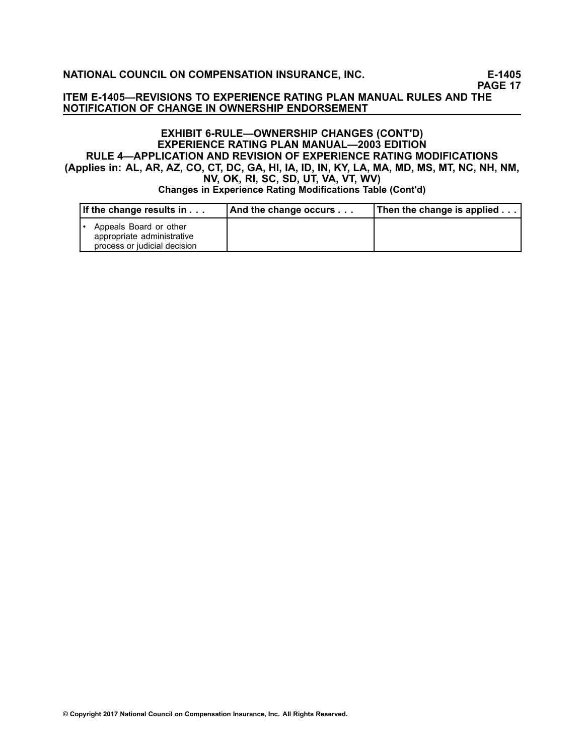## EXHIBIT 6-RULE—OWNERSHIP CHANGES (CONT'D)
## EXPERIENCE RATING PLAN MANUAL—2003 EDITION
## RULE 4—APPLICATION AND REVISION OF EXPERIENCE RATING MODIFICATIONS
## (Applies in: AL, AR, AZ, CO, CT, DC, GA, HI, IA, ID, IN, KY, LA, MA, MD, MS, MT, NC, NH, NM, NV, OK, RI, SC, SD, UT, VA, VT, WV)

**Changes in Experience Rating Modifications Table (Cont'd)**

| If the change results in . . . | And the change occurs . . . | Then the change is applied . . . |
|---|---|---|
| • Appeals Board or other appropriate administrative process or judicial decision | | |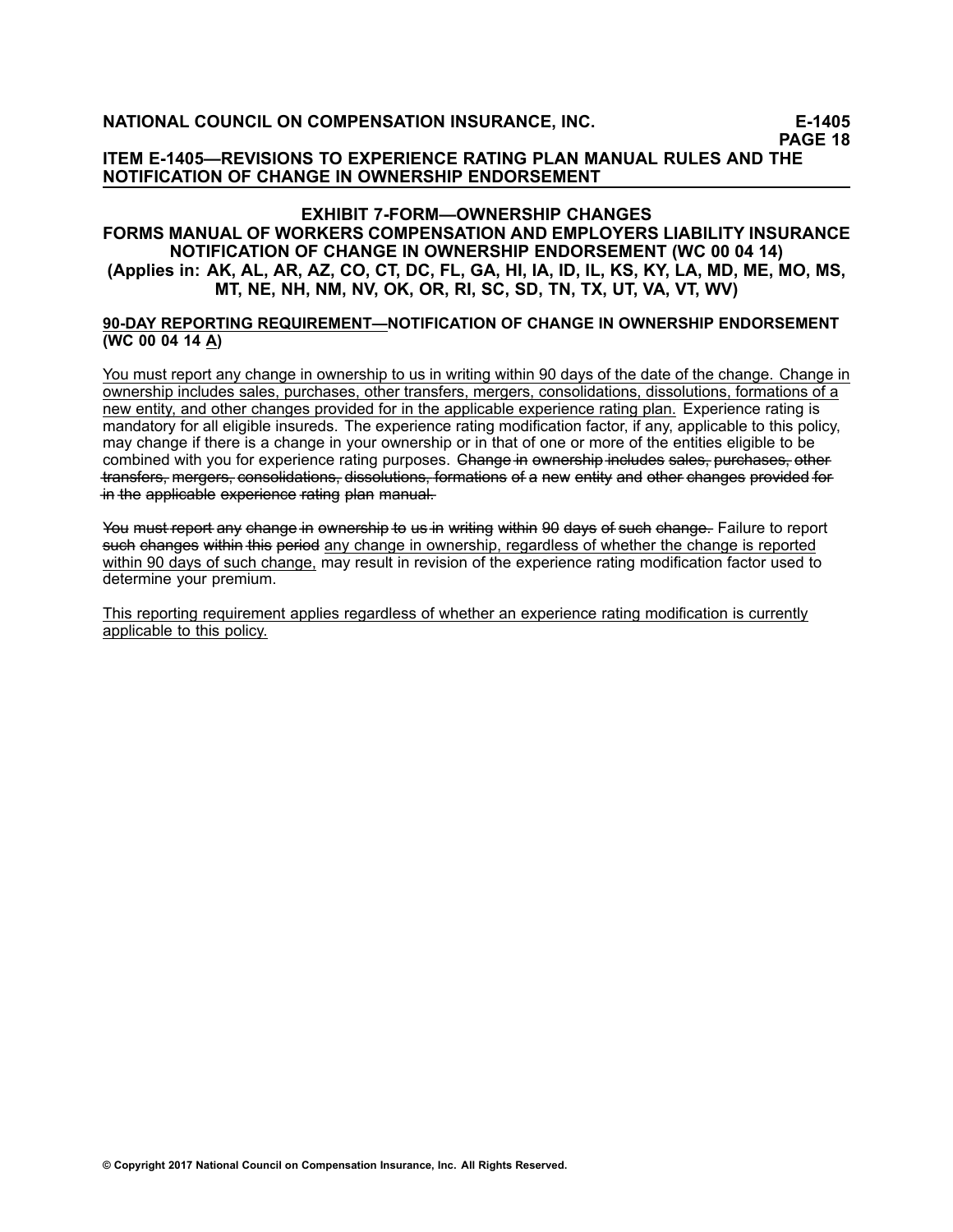## ITEM E-1405—REVISIONS TO EXPERIENCE RATING PLAN MANUAL RULES AND THE NOTIFICATION OF CHANGE IN OWNERSHIP ENDORSEMENT

### EXHIBIT 7-FORM—OWNERSHIP CHANGES
### FORMS MANUAL OF WORKERS COMPENSATION AND EMPLOYERS LIABILITY INSURANCE
### NOTIFICATION OF CHANGE IN OWNERSHIP ENDORSEMENT (WC 00 04 14)
### (Applies in: AK, AL, AR, AZ, CO, CT, DC, FL, GA, HI, IA, ID, IL, KS, KY, LA, MD, ME, MO, MS, MT, NE, NH, NM, NV, OK, OR, RI, SC, SD, TN, TX, UT, VA, VT, WV)

**<u>90-DAY REPORTING REQUIREMENT—</u>NOTIFICATION OF CHANGE IN OWNERSHIP ENDORSEMENT (WC 00 04 14 <u>A</u>)**

<u>You must report any change in ownership to us in writing within 90 days of the date of the change. Change in ownership includes sales, purchases, other transfers, mergers, consolidations, dissolutions, formations of a new entity, and other changes provided for in the applicable experience rating plan.</u> Experience rating is mandatory for all eligible insureds. The experience rating modification factor, if any, applicable to this policy, may change if there is a change in your ownership or in that of one or more of the entities eligible to be combined with you for experience rating purposes. ~~Change in ownership includes sales, purchases, other transfers, mergers, consolidations, dissolutions, formations of a new entity and other changes provided for in the applicable experience rating plan manual.~~

~~You must report any change in ownership to us in writing within 90 days of such change.~~ Failure to report ~~such changes within this period~~ <u>any change in ownership, regardless of whether the change is reported within 90 days of such change,</u> may result in revision of the experience rating modification factor used to determine your premium.

<u>This reporting requirement applies regardless of whether an experience rating modification is currently applicable to this policy.</u>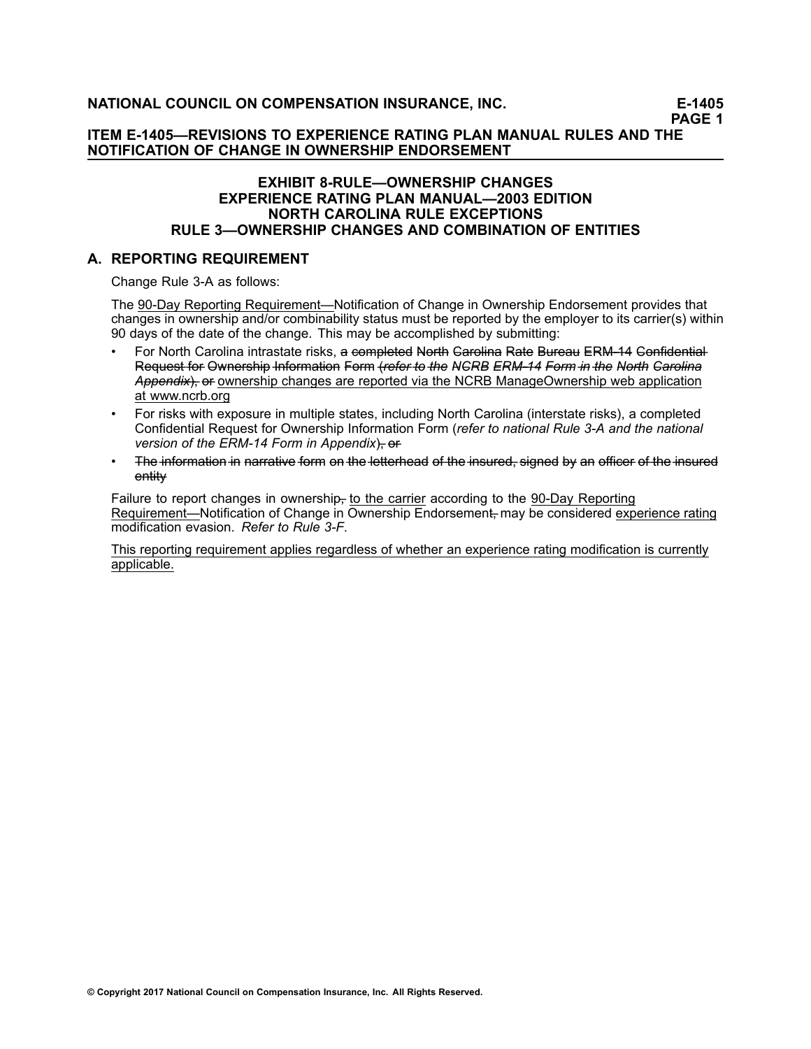**ITEM E-1405—REVISIONS TO EXPERIENCE RATING PLAN MANUAL RULES AND THE NOTIFICATION OF CHANGE IN OWNERSHIP ENDORSEMENT**

### EXHIBIT 8-RULE—OWNERSHIP CHANGES
### EXPERIENCE RATING PLAN MANUAL—2003 EDITION
### NORTH CAROLINA RULE EXCEPTIONS
### RULE 3—OWNERSHIP CHANGES AND COMBINATION OF ENTITIES

## A. REPORTING REQUIREMENT

Change Rule 3-A as follows:

The 90-Day Reporting Requirement—Notification of Change in Ownership Endorsement provides that changes in ownership and/or combinability status must be reported by the employer to its carrier(s) within 90 days of the date of the change. This may be accomplished by submitting:

- For North Carolina intrastate risks, ~~a completed North Carolina Rate Bureau ERM-14 Confidential Request for Ownership Information Form (*refer to the NCRB ERM-14 Form in the North Carolina Appendix*), or~~ ownership changes are reported via the NCRB ManageOwnership web application at www.ncrb.org
- For risks with exposure in multiple states, including North Carolina (interstate risks), a completed Confidential Request for Ownership Information Form (*refer to national Rule 3-A and the national version of the ERM-14 Form in Appendix*)~~, or~~
- ~~The information in narrative form on the letterhead of the insured, signed by an officer of the insured entity~~

Failure to report changes in ownership~~,~~ to the carrier according to the 90-Day Reporting Requirement—Notification of Change in Ownership Endorsement~~,~~ may be considered experience rating modification evasion. *Refer to Rule 3-F*.

This reporting requirement applies regardless of whether an experience rating modification is currently applicable.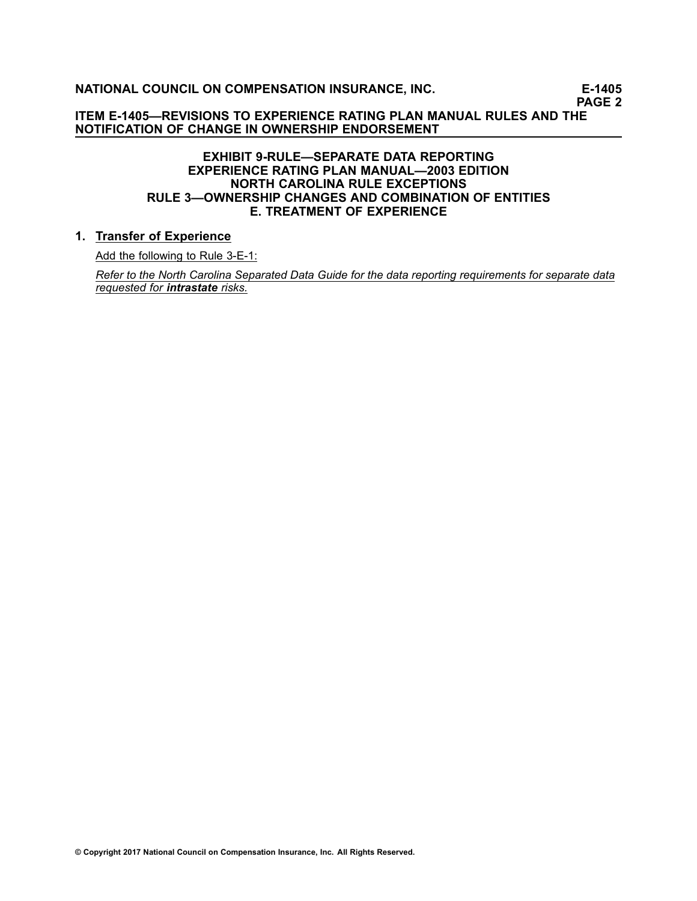## EXHIBIT 9-RULE—SEPARATE DATA REPORTING
## EXPERIENCE RATING PLAN MANUAL—2003 EDITION
## NORTH CAROLINA RULE EXCEPTIONS
## RULE 3—OWNERSHIP CHANGES AND COMBINATION OF ENTITIES
## E. TREATMENT OF EXPERIENCE

**1. Transfer of Experience**

Add the following to Rule 3-E-1:

*Refer to the North Carolina Separated Data Guide for the data reporting requirements for separate data requested for* ***intrastate*** *risks.*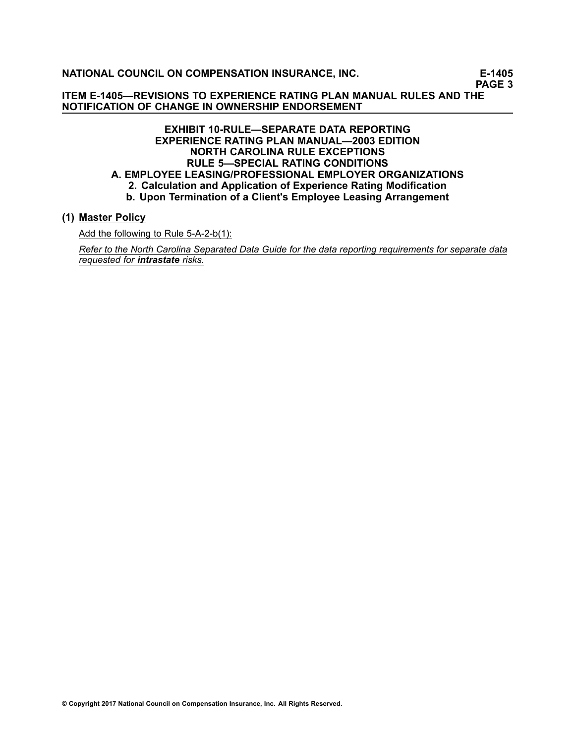## EXHIBIT 10-RULE—SEPARATE DATA REPORTING
## EXPERIENCE RATING PLAN MANUAL—2003 EDITION
## NORTH CAROLINA RULE EXCEPTIONS
## RULE 5—SPECIAL RATING CONDITIONS
## A. EMPLOYEE LEASING/PROFESSIONAL EMPLOYER ORGANIZATIONS
### 2. Calculation and Application of Experience Rating Modification
### b. Upon Termination of a Client's Employee Leasing Arrangement

**(1) Master Policy**

Add the following to Rule 5-A-2-b(1):

*Refer to the North Carolina Separated Data Guide for the data reporting requirements for separate data requested for* ***intrastate*** *risks.*